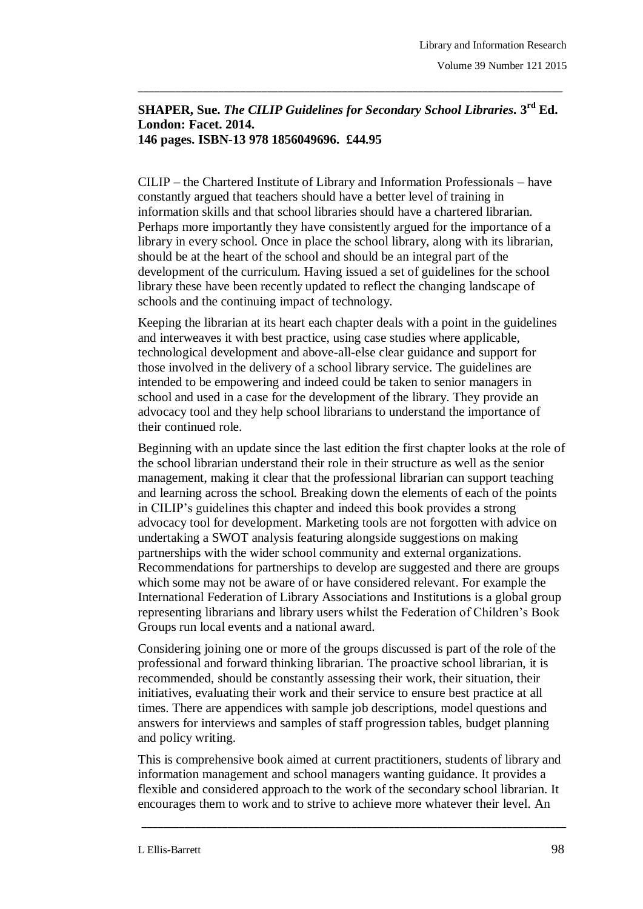**SHAPER, Sue. *The CILIP Guidelines for Secondary School Libraries*. 3rd Ed. London: Facet. 2014. 146 pages. ISBN-13 978 1856049696. £44.95**

CILIP – the Chartered Institute of Library and Information Professionals – have constantly argued that teachers should have a better level of training in information skills and that school libraries should have a chartered librarian. Perhaps more importantly they have consistently argued for the importance of a library in every school. Once in place the school library, along with its librarian, should be at the heart of the school and should be an integral part of the development of the curriculum. Having issued a set of guidelines for the school library these have been recently updated to reflect the changing landscape of schools and the continuing impact of technology.

Keeping the librarian at its heart each chapter deals with a point in the guidelines and interweaves it with best practice, using case studies where applicable, technological development and above-all-else clear guidance and support for those involved in the delivery of a school library service. The guidelines are intended to be empowering and indeed could be taken to senior managers in school and used in a case for the development of the library. They provide an advocacy tool and they help school librarians to understand the importance of their continued role.

Beginning with an update since the last edition the first chapter looks at the role of the school librarian understand their role in their structure as well as the senior management, making it clear that the professional librarian can support teaching and learning across the school. Breaking down the elements of each of the points in CILIP's guidelines this chapter and indeed this book provides a strong advocacy tool for development. Marketing tools are not forgotten with advice on undertaking a SWOT analysis featuring alongside suggestions on making partnerships with the wider school community and external organizations. Recommendations for partnerships to develop are suggested and there are groups which some may not be aware of or have considered relevant. For example the International Federation of Library Associations and Institutions is a global group representing librarians and library users whilst the Federation of Children's Book Groups run local events and a national award.

Considering joining one or more of the groups discussed is part of the role of the professional and forward thinking librarian. The proactive school librarian, it is recommended, should be constantly assessing their work, their situation, their initiatives, evaluating their work and their service to ensure best practice at all times. There are appendices with sample job descriptions, model questions and answers for interviews and samples of staff progression tables, budget planning and policy writing.

This is comprehensive book aimed at current practitioners, students of library and information management and school managers wanting guidance. It provides a flexible and considered approach to the work of the secondary school librarian. It encourages them to work and to strive to achieve more whatever their level. An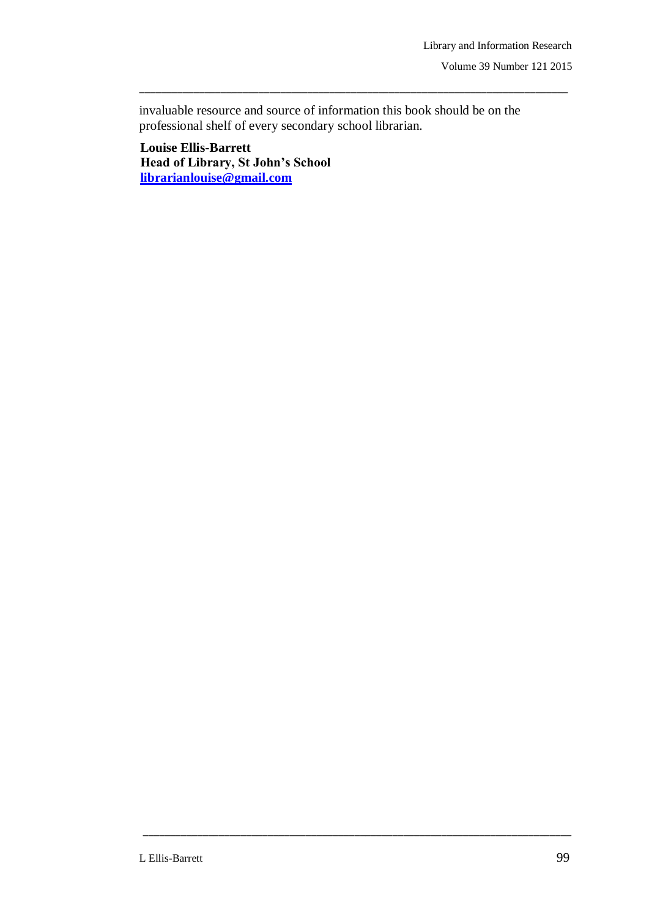invaluable resource and source of information this book should be on the professional shelf of every secondary school librarian.

**Louise Ellis-Barrett**
**Head of Library, St John's School**
**librarianlouise@gmail.com**